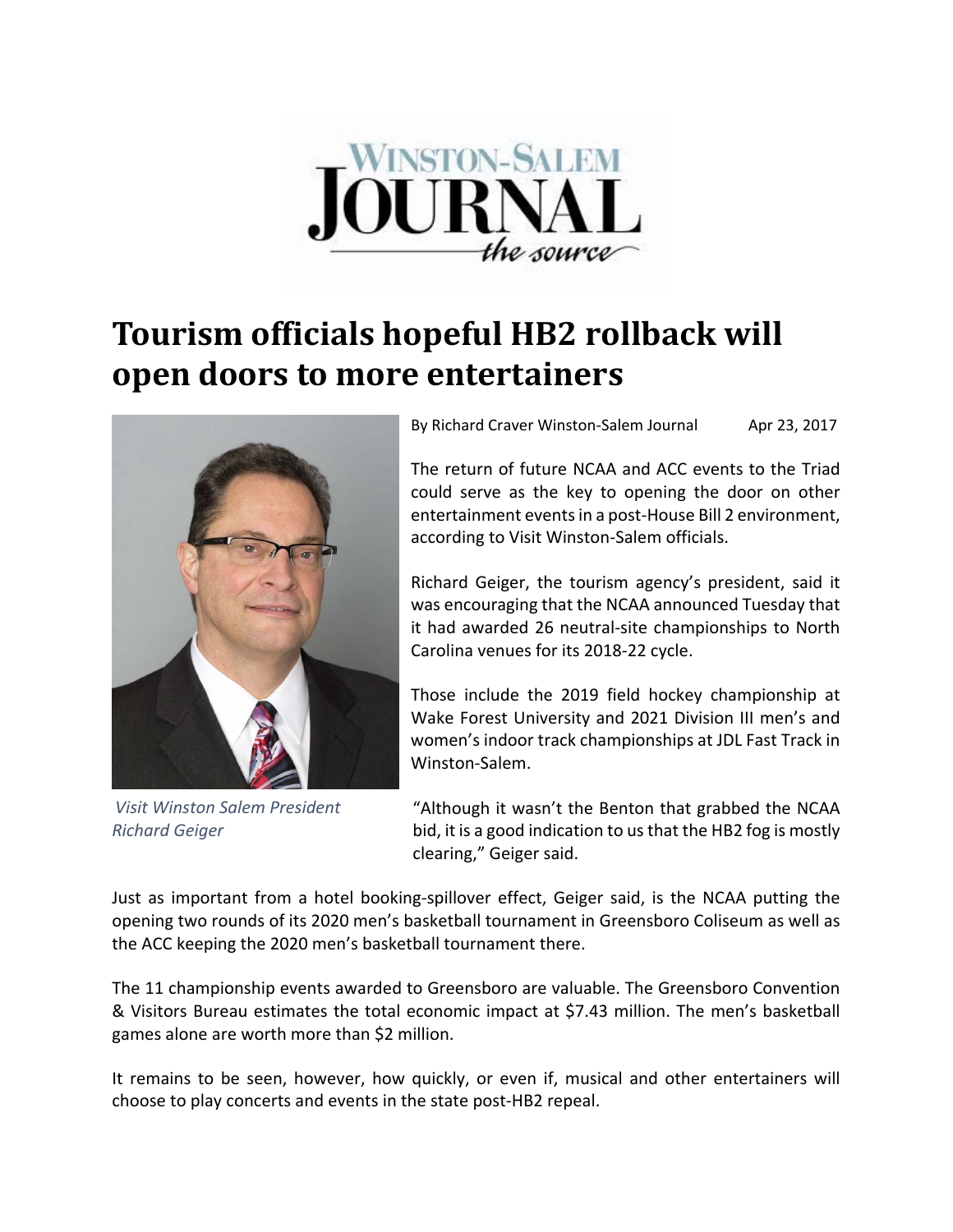WINSTON-SALEM JOURNAL
*the source*

# Tourism officials hopeful HB2 rollback will open doors to more entertainers

By Richard Craver Winston-Salem Journal Apr 23, 2017

*Visit Winston Salem President Richard Geiger*

The return of future NCAA and ACC events to the Triad could serve as the key to opening the door on other entertainment events in a post-House Bill 2 environment, according to Visit Winston-Salem officials.

Richard Geiger, the tourism agency's president, said it was encouraging that the NCAA announced Tuesday that it had awarded 26 neutral-site championships to North Carolina venues for its 2018-22 cycle.

Those include the 2019 field hockey championship at Wake Forest University and 2021 Division III men's and women's indoor track championships at JDL Fast Track in Winston-Salem.

"Although it wasn't the Benton that grabbed the NCAA bid, it is a good indication to us that the HB2 fog is mostly clearing," Geiger said.

Just as important from a hotel booking-spillover effect, Geiger said, is the NCAA putting the opening two rounds of its 2020 men's basketball tournament in Greensboro Coliseum as well as the ACC keeping the 2020 men's basketball tournament there.

The 11 championship events awarded to Greensboro are valuable. The Greensboro Convention & Visitors Bureau estimates the total economic impact at $7.43 million. The men's basketball games alone are worth more than $2 million.

It remains to be seen, however, how quickly, or even if, musical and other entertainers will choose to play concerts and events in the state post-HB2 repeal.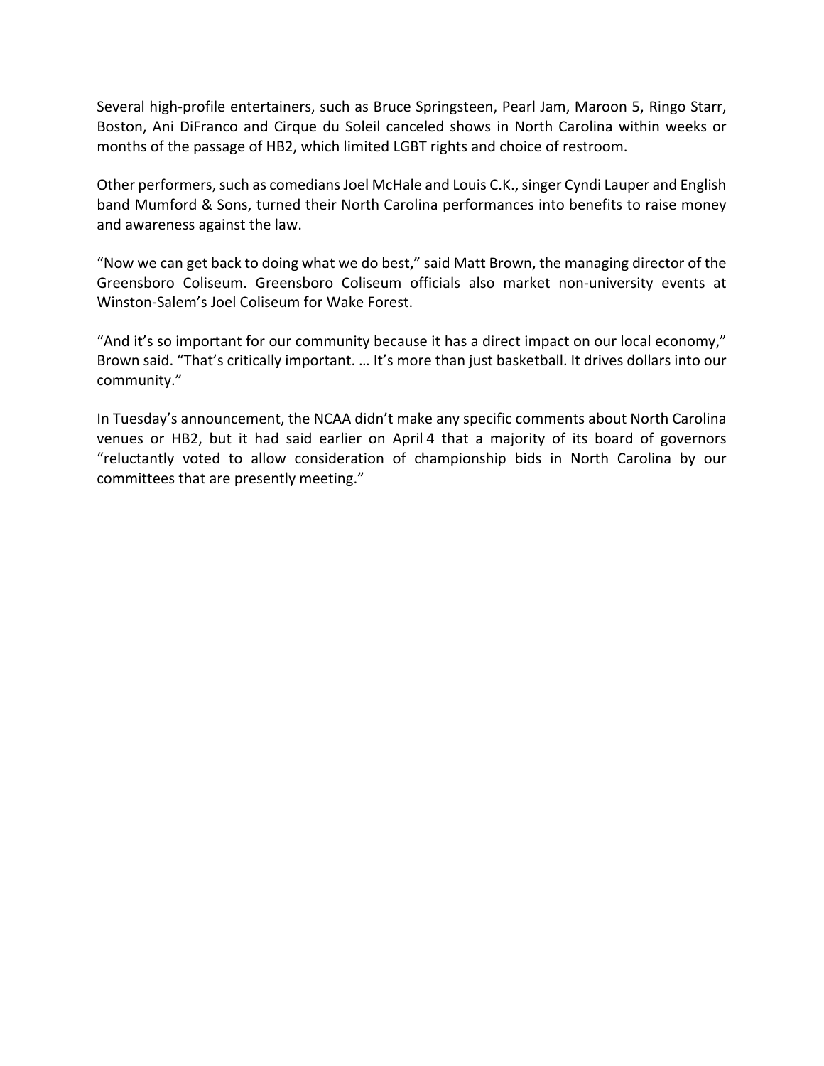Several high-profile entertainers, such as Bruce Springsteen, Pearl Jam, Maroon 5, Ringo Starr, Boston, Ani DiFranco and Cirque du Soleil canceled shows in North Carolina within weeks or months of the passage of HB2, which limited LGBT rights and choice of restroom.

Other performers, such as comedians Joel McHale and Louis C.K., singer Cyndi Lauper and English band Mumford & Sons, turned their North Carolina performances into benefits to raise money and awareness against the law.

"Now we can get back to doing what we do best," said Matt Brown, the managing director of the Greensboro Coliseum. Greensboro Coliseum officials also market non-university events at Winston-Salem's Joel Coliseum for Wake Forest.

"And it's so important for our community because it has a direct impact on our local economy," Brown said. "That's critically important. … It's more than just basketball. It drives dollars into our community."

In Tuesday's announcement, the NCAA didn't make any specific comments about North Carolina venues or HB2, but it had said earlier on April 4 that a majority of its board of governors "reluctantly voted to allow consideration of championship bids in North Carolina by our committees that are presently meeting."